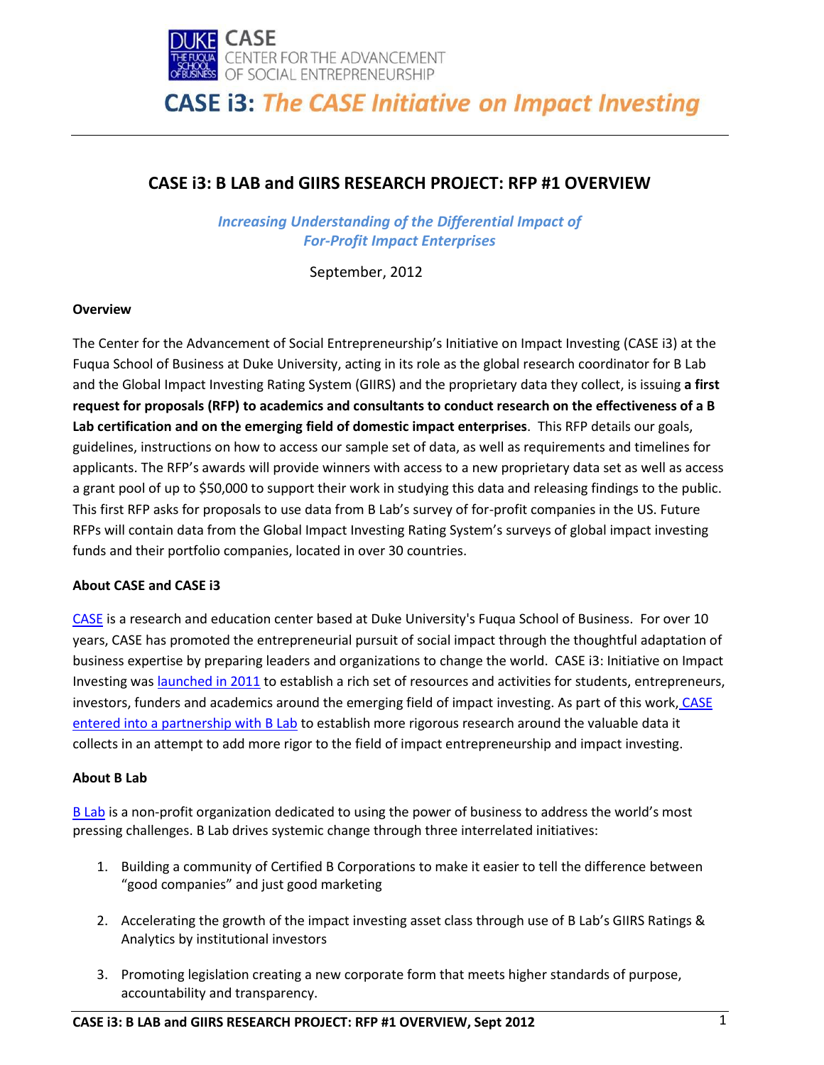# CASE i3: *The CASE Initiative on Impact Investing*

## CASE i3: B LAB and GIIRS RESEARCH PROJECT: RFP #1 OVERVIEW

***Increasing Understanding of the Differential Impact of For-Profit Impact Enterprises***

September, 2012

### Overview

The Center for the Advancement of Social Entrepreneurship's Initiative on Impact Investing (CASE i3) at the Fuqua School of Business at Duke University, acting in its role as the global research coordinator for B Lab and the Global Impact Investing Rating System (GIIRS) and the proprietary data they collect, is issuing **a first request for proposals (RFP) to academics and consultants to conduct research on the effectiveness of a B Lab certification and on the emerging field of domestic impact enterprises**. This RFP details our goals, guidelines, instructions on how to access our sample set of data, as well as requirements and timelines for applicants. The RFP's awards will provide winners with access to a new proprietary data set as well as access a grant pool of up to $50,000 to support their work in studying this data and releasing findings to the public. This first RFP asks for proposals to use data from B Lab's survey of for-profit companies in the US. Future RFPs will contain data from the Global Impact Investing Rating System's surveys of global impact investing funds and their portfolio companies, located in over 30 countries.

### About CASE and CASE i3

CASE is a research and education center based at Duke University's Fuqua School of Business. For over 10 years, CASE has promoted the entrepreneurial pursuit of social impact through the thoughtful adaptation of business expertise by preparing leaders and organizations to change the world. CASE i3: Initiative on Impact Investing was launched in 2011 to establish a rich set of resources and activities for students, entrepreneurs, investors, funders and academics around the emerging field of impact investing. As part of this work, CASE entered into a partnership with B Lab to establish more rigorous research around the valuable data it collects in an attempt to add more rigor to the field of impact entrepreneurship and impact investing.

### About B Lab

B Lab is a non-profit organization dedicated to using the power of business to address the world's most pressing challenges. B Lab drives systemic change through three interrelated initiatives:

1. Building a community of Certified B Corporations to make it easier to tell the difference between "good companies" and just good marketing

2. Accelerating the growth of the impact investing asset class through use of B Lab's GIIRS Ratings & Analytics by institutional investors

3. Promoting legislation creating a new corporate form that meets higher standards of purpose, accountability and transparency.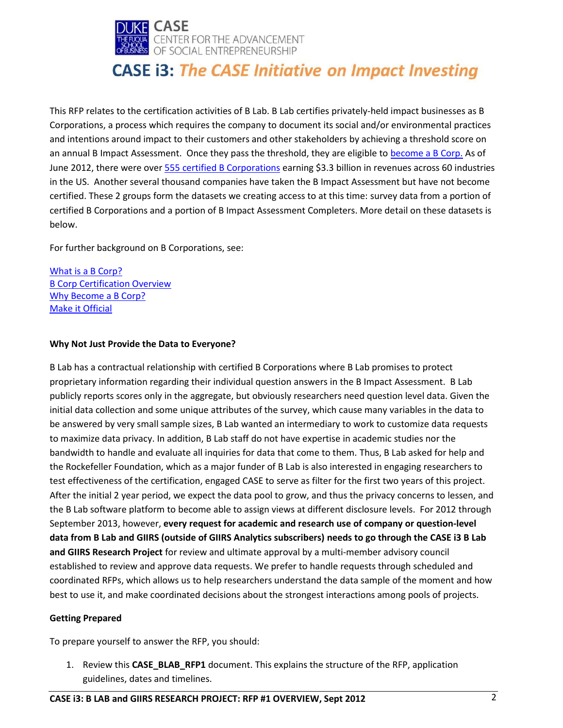This RFP relates to the certification activities of B Lab. B Lab certifies privately-held impact businesses as B Corporations, a process which requires the company to document its social and/or environmental practices and intentions around impact to their customers and other stakeholders by achieving a threshold score on an annual B Impact Assessment. Once they pass the threshold, they are eligible to become a B Corp. As of June 2012, there were over 555 certified B Corporations earning $3.3 billion in revenues across 60 industries in the US. Another several thousand companies have taken the B Impact Assessment but have not become certified. These 2 groups form the datasets we creating access to at this time: survey data from a portion of certified B Corporations and a portion of B Impact Assessment Completers. More detail on these datasets is below.

For further background on B Corporations, see:

What is a B Corp?
B Corp Certification Overview
Why Become a B Corp?
Make it Official

**Why Not Just Provide the Data to Everyone?**

B Lab has a contractual relationship with certified B Corporations where B Lab promises to protect proprietary information regarding their individual question answers in the B Impact Assessment. B Lab publicly reports scores only in the aggregate, but obviously researchers need question level data. Given the initial data collection and some unique attributes of the survey, which cause many variables in the data to be answered by very small sample sizes, B Lab wanted an intermediary to work to customize data requests to maximize data privacy. In addition, B Lab staff do not have expertise in academic studies nor the bandwidth to handle and evaluate all inquiries for data that come to them. Thus, B Lab asked for help and the Rockefeller Foundation, which as a major funder of B Lab is also interested in engaging researchers to test effectiveness of the certification, engaged CASE to serve as filter for the first two years of this project. After the initial 2 year period, we expect the data pool to grow, and thus the privacy concerns to lessen, and the B Lab software platform to become able to assign views at different disclosure levels. For 2012 through September 2013, however, **every request for academic and research use of company or question-level data from B Lab and GIIRS (outside of GIIRS Analytics subscribers) needs to go through the CASE i3 B Lab and GIIRS Research Project** for review and ultimate approval by a multi-member advisory council established to review and approve data requests. We prefer to handle requests through scheduled and coordinated RFPs, which allows us to help researchers understand the data sample of the moment and how best to use it, and make coordinated decisions about the strongest interactions among pools of projects.

**Getting Prepared**

To prepare yourself to answer the RFP, you should:

1. Review this **CASE_BLAB_RFP1** document. This explains the structure of the RFP, application guidelines, dates and timelines.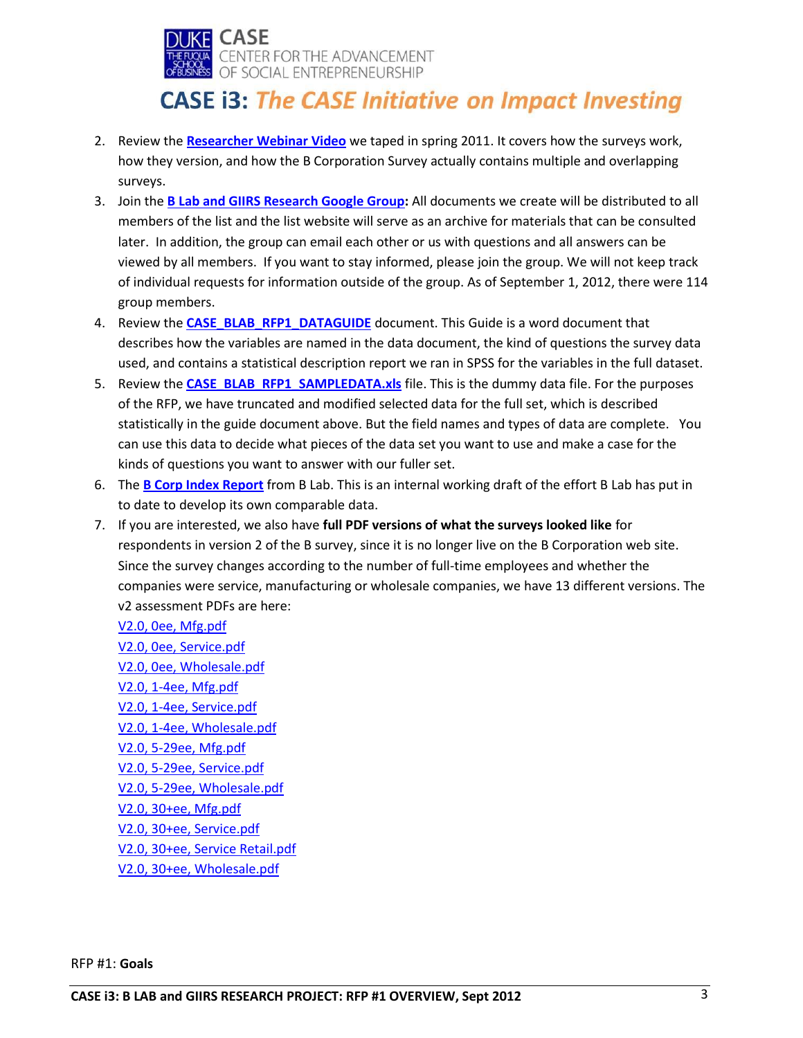2. Review the **Researcher Webinar Video** we taped in spring 2011. It covers how the surveys work, how they version, and how the B Corporation Survey actually contains multiple and overlapping surveys.
3. Join the **B Lab and GIIRS Research Google Group:** All documents we create will be distributed to all members of the list and the list website will serve as an archive for materials that can be consulted later. In addition, the group can email each other or us with questions and all answers can be viewed by all members. If you want to stay informed, please join the group. We will not keep track of individual requests for information outside of the group. As of September 1, 2012, there were 114 group members.
4. Review the **CASE_BLAB_RFP1_DATAGUIDE** document. This Guide is a word document that describes how the variables are named in the data document, the kind of questions the survey data used, and contains a statistical description report we ran in SPSS for the variables in the full dataset.
5. Review the **CASE_BLAB_RFP1_SAMPLEDATA.xls** file. This is the dummy data file. For the purposes of the RFP, we have truncated and modified selected data for the full set, which is described statistically in the guide document above. But the field names and types of data are complete. You can use this data to decide what pieces of the data set you want to use and make a case for the kinds of questions you want to answer with our fuller set.
6. The **B Corp Index Report** from B Lab. This is an internal working draft of the effort B Lab has put in to date to develop its own comparable data.
7. If you are interested, we also have **full PDF versions of what the surveys looked like** for respondents in version 2 of the B survey, since it is no longer live on the B Corporation web site. Since the survey changes according to the number of full-time employees and whether the companies were service, manufacturing or wholesale companies, we have 13 different versions. The v2 assessment PDFs are here:
   V2.0, 0ee, Mfg.pdf
   V2.0, 0ee, Service.pdf
   V2.0, 0ee, Wholesale.pdf
   V2.0, 1-4ee, Mfg.pdf
   V2.0, 1-4ee, Service.pdf
   V2.0, 1-4ee, Wholesale.pdf
   V2.0, 5-29ee, Mfg.pdf
   V2.0, 5-29ee, Service.pdf
   V2.0, 5-29ee, Wholesale.pdf
   V2.0, 30+ee, Mfg.pdf
   V2.0, 30+ee, Service.pdf
   V2.0, 30+ee, Service Retail.pdf
   V2.0, 30+ee, Wholesale.pdf

RFP #1: **Goals**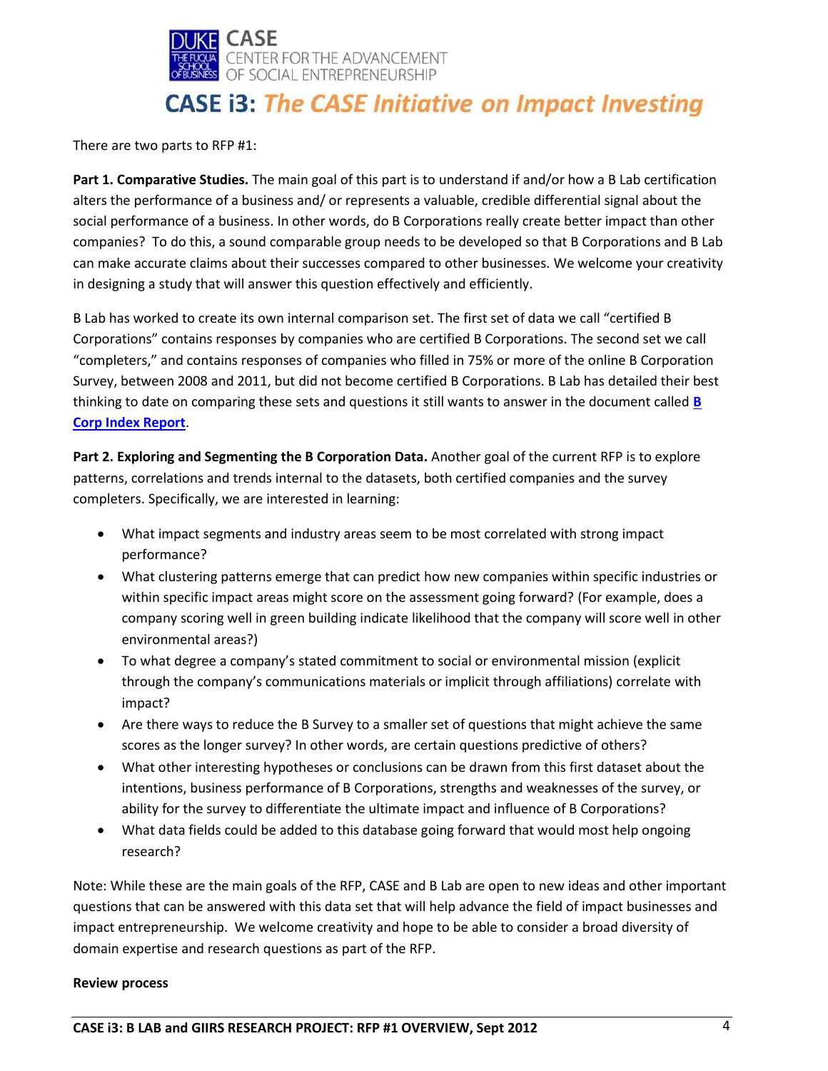There are two parts to RFP #1:

**Part 1. Comparative Studies.** The main goal of this part is to understand if and/or how a B Lab certification alters the performance of a business and/ or represents a valuable, credible differential signal about the social performance of a business. In other words, do B Corporations really create better impact than other companies? To do this, a sound comparable group needs to be developed so that B Corporations and B Lab can make accurate claims about their successes compared to other businesses. We welcome your creativity in designing a study that will answer this question effectively and efficiently.

B Lab has worked to create its own internal comparison set. The first set of data we call "certified B Corporations" contains responses by companies who are certified B Corporations. The second set we call "completers," and contains responses of companies who filled in 75% or more of the online B Corporation Survey, between 2008 and 2011, but did not become certified B Corporations. B Lab has detailed their best thinking to date on comparing these sets and questions it still wants to answer in the document called **B Corp Index Report**.

**Part 2. Exploring and Segmenting the B Corporation Data.** Another goal of the current RFP is to explore patterns, correlations and trends internal to the datasets, both certified companies and the survey completers. Specifically, we are interested in learning:

- What impact segments and industry areas seem to be most correlated with strong impact performance?
- What clustering patterns emerge that can predict how new companies within specific industries or within specific impact areas might score on the assessment going forward? (For example, does a company scoring well in green building indicate likelihood that the company will score well in other environmental areas?)
- To what degree a company's stated commitment to social or environmental mission (explicit through the company's communications materials or implicit through affiliations) correlate with impact?
- Are there ways to reduce the B Survey to a smaller set of questions that might achieve the same scores as the longer survey? In other words, are certain questions predictive of others?
- What other interesting hypotheses or conclusions can be drawn from this first dataset about the intentions, business performance of B Corporations, strengths and weaknesses of the survey, or ability for the survey to differentiate the ultimate impact and influence of B Corporations?
- What data fields could be added to this database going forward that would most help ongoing research?

Note: While these are the main goals of the RFP, CASE and B Lab are open to new ideas and other important questions that can be answered with this data set that will help advance the field of impact businesses and impact entrepreneurship. We welcome creativity and hope to be able to consider a broad diversity of domain expertise and research questions as part of the RFP.

**Review process**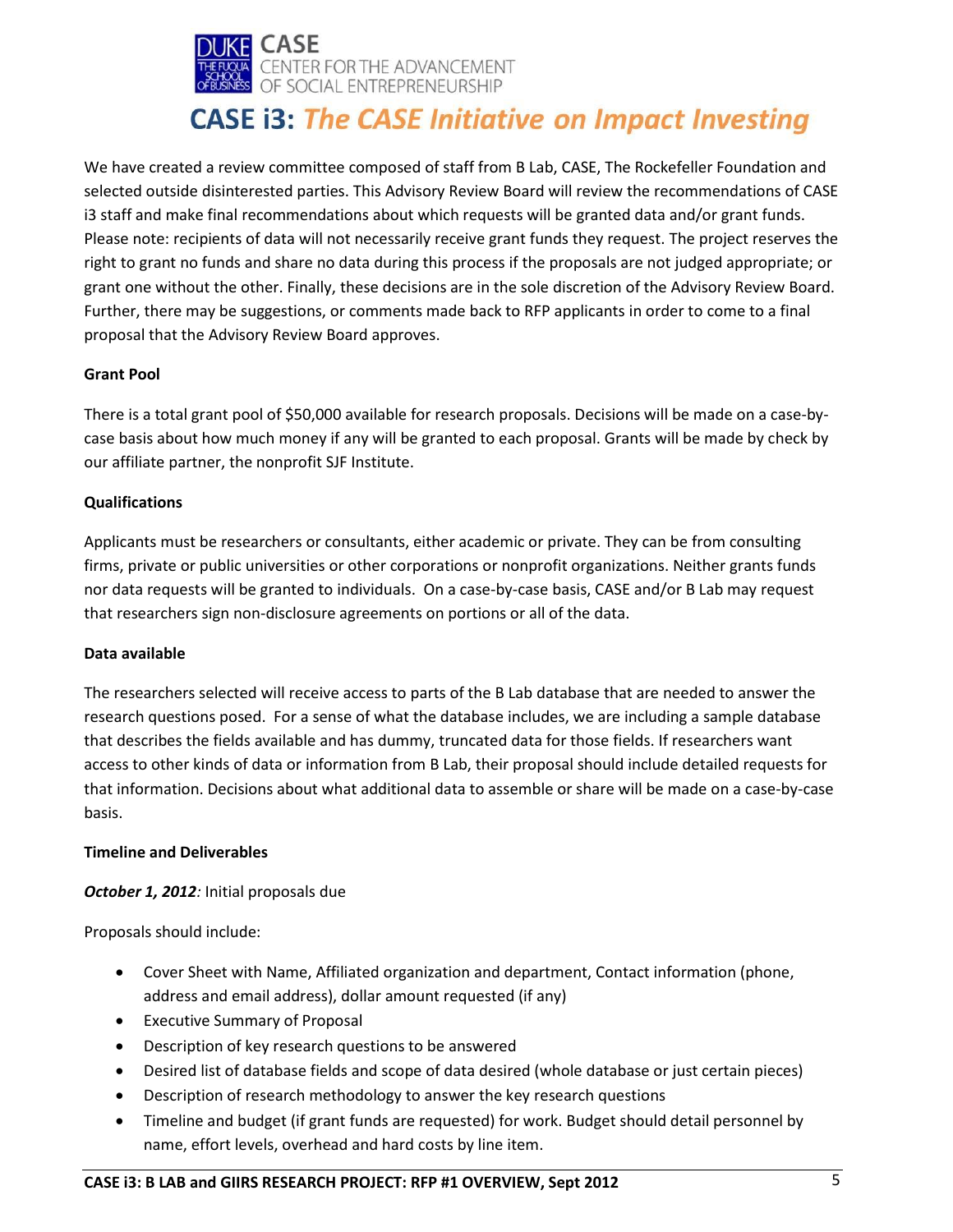We have created a review committee composed of staff from B Lab, CASE, The Rockefeller Foundation and selected outside disinterested parties. This Advisory Review Board will review the recommendations of CASE i3 staff and make final recommendations about which requests will be granted data and/or grant funds. Please note: recipients of data will not necessarily receive grant funds they request. The project reserves the right to grant no funds and share no data during this process if the proposals are not judged appropriate; or grant one without the other. Finally, these decisions are in the sole discretion of the Advisory Review Board. Further, there may be suggestions, or comments made back to RFP applicants in order to come to a final proposal that the Advisory Review Board approves.

**Grant Pool**

There is a total grant pool of $50,000 available for research proposals. Decisions will be made on a case-by-case basis about how much money if any will be granted to each proposal. Grants will be made by check by our affiliate partner, the nonprofit SJF Institute.

**Qualifications**

Applicants must be researchers or consultants, either academic or private. They can be from consulting firms, private or public universities or other corporations or nonprofit organizations. Neither grants funds nor data requests will be granted to individuals. On a case-by-case basis, CASE and/or B Lab may request that researchers sign non-disclosure agreements on portions or all of the data.

**Data available**

The researchers selected will receive access to parts of the B Lab database that are needed to answer the research questions posed. For a sense of what the database includes, we are including a sample database that describes the fields available and has dummy, truncated data for those fields. If researchers want access to other kinds of data or information from B Lab, their proposal should include detailed requests for that information. Decisions about what additional data to assemble or share will be made on a case-by-case basis.

**Timeline and Deliverables**

***October 1, 2012**:* Initial proposals due

Proposals should include:

- Cover Sheet with Name, Affiliated organization and department, Contact information (phone, address and email address), dollar amount requested (if any)
- Executive Summary of Proposal
- Description of key research questions to be answered
- Desired list of database fields and scope of data desired (whole database or just certain pieces)
- Description of research methodology to answer the key research questions
- Timeline and budget (if grant funds are requested) for work. Budget should detail personnel by name, effort levels, overhead and hard costs by line item.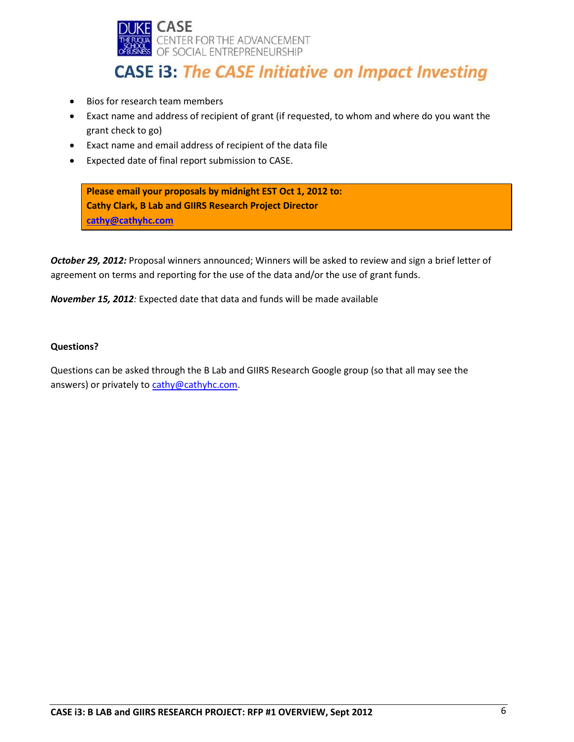- Bios for research team members
- Exact name and address of recipient of grant (if requested, to whom and where do you want the grant check to go)
- Exact name and email address of recipient of the data file
- Expected date of final report submission to CASE.

> **Please email your proposals by midnight EST Oct 1, 2012 to:**
> **Cathy Clark, B Lab and GIIRS Research Project Director**
> **cathy@cathyhc.com**

***October 29, 2012:*** Proposal winners announced; Winners will be asked to review and sign a brief letter of agreement on terms and reporting for the use of the data and/or the use of grant funds.

***November 15, 2012****:* Expected date that data and funds will be made available

**Questions?**

Questions can be asked through the B Lab and GIIRS Research Google group (so that all may see the answers) or privately to cathy@cathyhc.com.